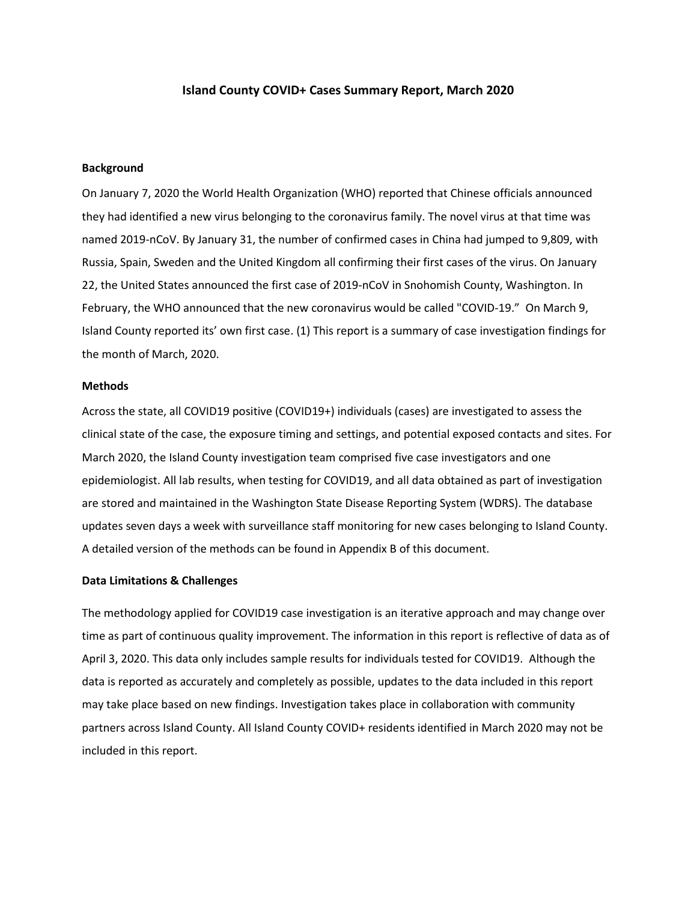# Island County COVID+ Cases Summary Report, March 2020

## Background

On January 7, 2020 the World Health Organization (WHO) reported that Chinese officials announced they had identified a new virus belonging to the coronavirus family. The novel virus at that time was named 2019-nCoV. By January 31, the number of confirmed cases in China had jumped to 9,809, with Russia, Spain, Sweden and the United Kingdom all confirming their first cases of the virus. On January 22, the United States announced the first case of 2019-nCoV in Snohomish County, Washington. In February, the WHO announced that the new coronavirus would be called "COVID-19." On March 9, Island County reported its' own first case. (1) This report is a summary of case investigation findings for the month of March, 2020.

## Methods

Across the state, all COVID19 positive (COVID19+) individuals (cases) are investigated to assess the clinical state of the case, the exposure timing and settings, and potential exposed contacts and sites. For March 2020, the Island County investigation team comprised five case investigators and one epidemiologist. All lab results, when testing for COVID19, and all data obtained as part of investigation are stored and maintained in the Washington State Disease Reporting System (WDRS). The database updates seven days a week with surveillance staff monitoring for new cases belonging to Island County. A detailed version of the methods can be found in Appendix B of this document.

## Data Limitations & Challenges

The methodology applied for COVID19 case investigation is an iterative approach and may change over time as part of continuous quality improvement. The information in this report is reflective of data as of April 3, 2020. This data only includes sample results for individuals tested for COVID19. Although the data is reported as accurately and completely as possible, updates to the data included in this report may take place based on new findings. Investigation takes place in collaboration with community partners across Island County. All Island County COVID+ residents identified in March 2020 may not be included in this report.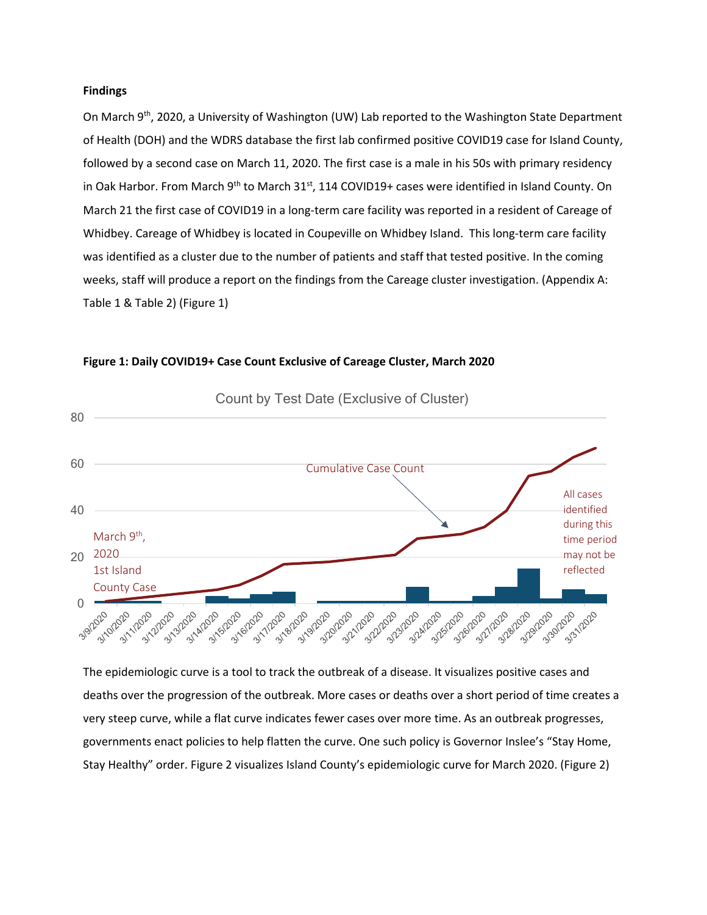**Findings**

On March 9th, 2020, a University of Washington (UW) Lab reported to the Washington State Department of Health (DOH) and the WDRS database the first lab confirmed positive COVID19 case for Island County, followed by a second case on March 11, 2020. The first case is a male in his 50s with primary residency in Oak Harbor. From March 9th to March 31st, 114 COVID19+ cases were identified in Island County. On March 21 the first case of COVID19 in a long-term care facility was reported in a resident of Careage of Whidbey. Careage of Whidbey is located in Coupeville on Whidbey Island. This long-term care facility was identified as a cluster due to the number of patients and staff that tested positive. In the coming weeks, staff will produce a report on the findings from the Careage cluster investigation. (Appendix A: Table 1 & Table 2) (Figure 1)

**Figure 1: Daily COVID19+ Case Count Exclusive of Careage Cluster, March 2020**

The epidemiologic curve is a tool to track the outbreak of a disease. It visualizes positive cases and deaths over the progression of the outbreak. More cases or deaths over a short period of time creates a very steep curve, while a flat curve indicates fewer cases over more time. As an outbreak progresses, governments enact policies to help flatten the curve. One such policy is Governor Inslee's "Stay Home, Stay Healthy" order. Figure 2 visualizes Island County's epidemiologic curve for March 2020. (Figure 2)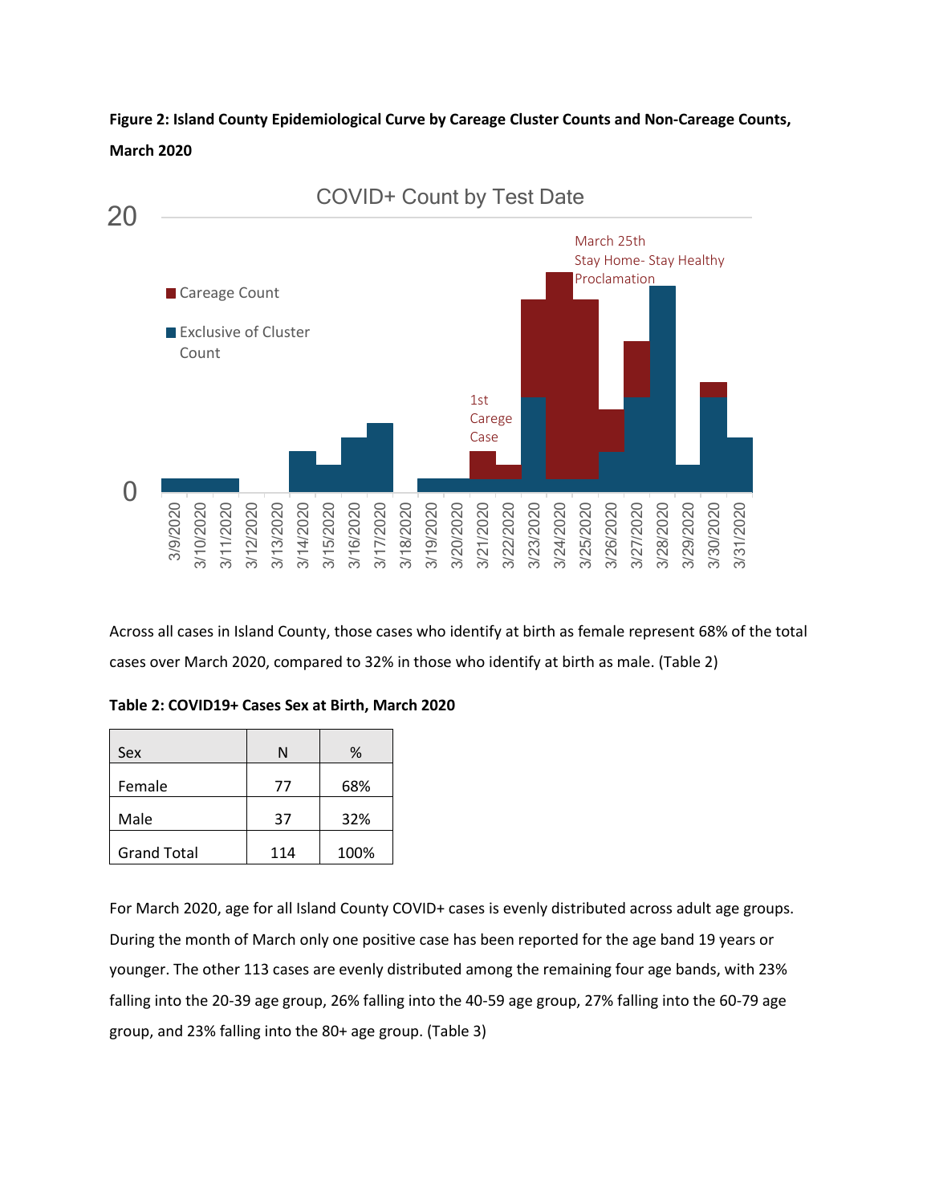**Figure 2: Island County Epidemiological Curve by Careage Cluster Counts and Non-Careage Counts, March 2020**

COVID+ Count by Test Date

Across all cases in Island County, those cases who identify at birth as female represent 68% of the total cases over March 2020, compared to 32% in those who identify at birth as male. (Table 2)

**Table 2: COVID19+ Cases Sex at Birth, March 2020**

| Sex | N | % |
|---|---|---|
| Female | 77 | 68% |
| Male | 37 | 32% |
| Grand Total | 114 | 100% |

For March 2020, age for all Island County COVID+ cases is evenly distributed across adult age groups. During the month of March only one positive case has been reported for the age band 19 years or younger. The other 113 cases are evenly distributed among the remaining four age bands, with 23% falling into the 20-39 age group, 26% falling into the 40-59 age group, 27% falling into the 60-79 age group, and 23% falling into the 80+ age group. (Table 3)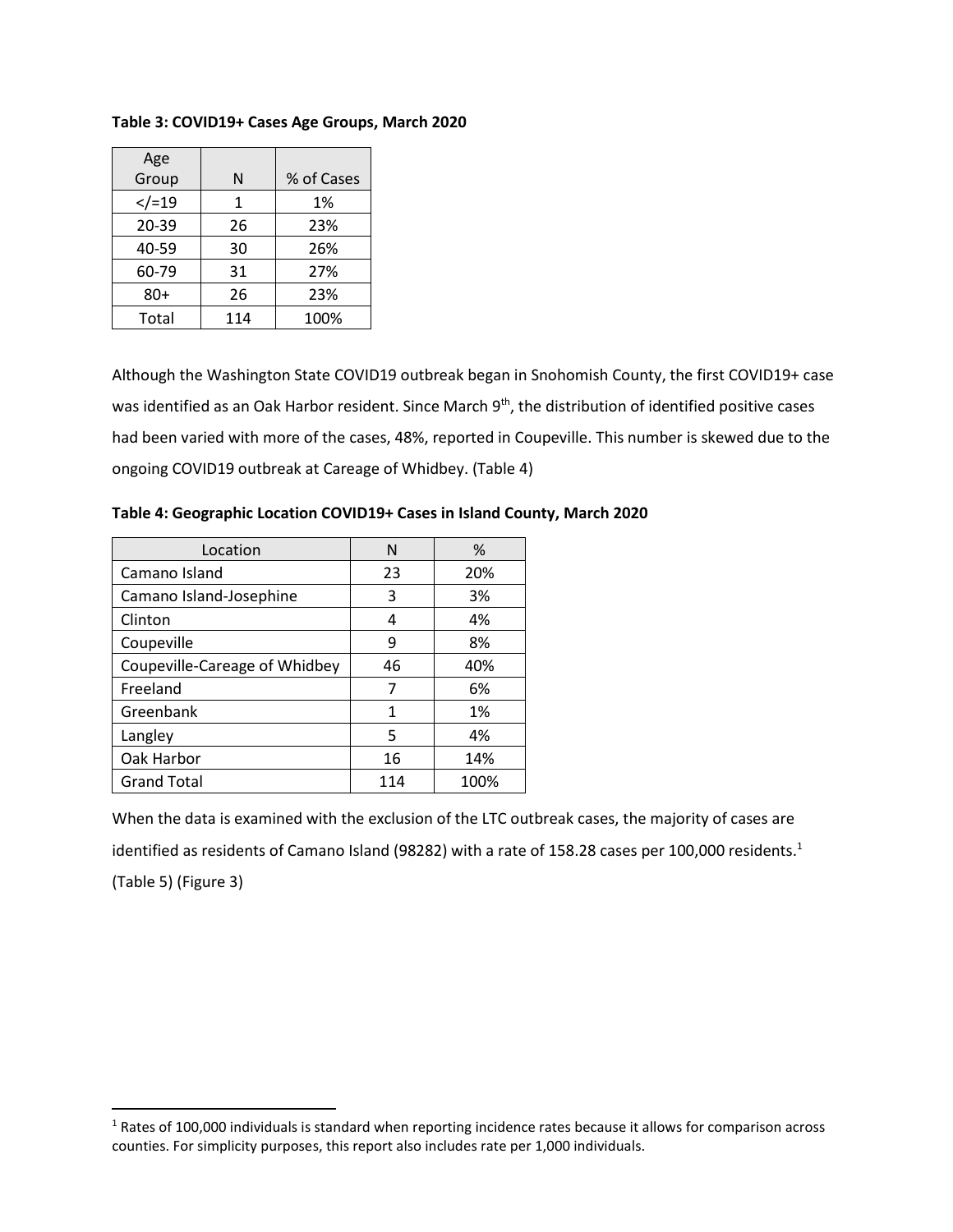**Table 3: COVID19+ Cases Age Groups, March 2020**

| Age Group | N | % of Cases |
|---|---|---|
| </=19 | 1 | 1% |
| 20-39 | 26 | 23% |
| 40-59 | 30 | 26% |
| 60-79 | 31 | 27% |
| 80+ | 26 | 23% |
| Total | 114 | 100% |

Although the Washington State COVID19 outbreak began in Snohomish County, the first COVID19+ case was identified as an Oak Harbor resident. Since March 9th, the distribution of identified positive cases had been varied with more of the cases, 48%, reported in Coupeville. This number is skewed due to the ongoing COVID19 outbreak at Careage of Whidbey. (Table 4)

**Table 4: Geographic Location COVID19+ Cases in Island County, March 2020**

| Location | N | % |
|---|---|---|
| Camano Island | 23 | 20% |
| Camano Island-Josephine | 3 | 3% |
| Clinton | 4 | 4% |
| Coupeville | 9 | 8% |
| Coupeville-Careage of Whidbey | 46 | 40% |
| Freeland | 7 | 6% |
| Greenbank | 1 | 1% |
| Langley | 5 | 4% |
| Oak Harbor | 16 | 14% |
| Grand Total | 114 | 100% |

When the data is examined with the exclusion of the LTC outbreak cases, the majority of cases are identified as residents of Camano Island (98282) with a rate of 158.28 cases per 100,000 residents.[1] (Table 5) (Figure 3)

---

[1] Rates of 100,000 individuals is standard when reporting incidence rates because it allows for comparison across counties. For simplicity purposes, this report also includes rate per 1,000 individuals.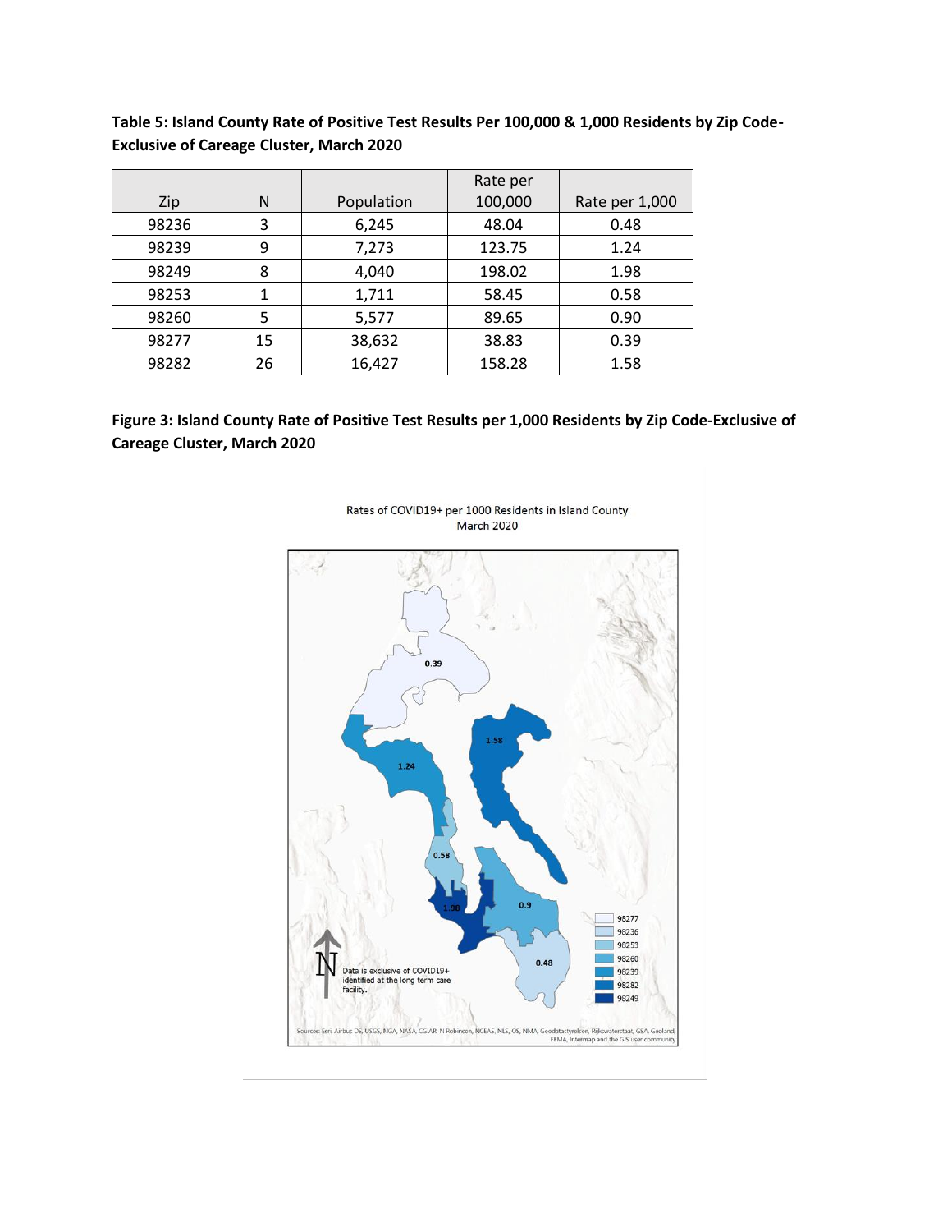**Table 5: Island County Rate of Positive Test Results Per 100,000 & 1,000 Residents by Zip Code-Exclusive of Careage Cluster, March 2020**

| Zip | N | Population | Rate per 100,000 | Rate per 1,000 |
|---|---|---|---|---|
| 98236 | 3 | 6,245 | 48.04 | 0.48 |
| 98239 | 9 | 7,273 | 123.75 | 1.24 |
| 98249 | 8 | 4,040 | 198.02 | 1.98 |
| 98253 | 1 | 1,711 | 58.45 | 0.58 |
| 98260 | 5 | 5,577 | 89.65 | 0.90 |
| 98277 | 15 | 38,632 | 38.83 | 0.39 |
| 98282 | 26 | 16,427 | 158.28 | 1.58 |

**Figure 3: Island County Rate of Positive Test Results per 1,000 Residents by Zip Code-Exclusive of Careage Cluster, March 2020**

Rates of COVID19+ per 1000 Residents in Island County
March 2020

Data is exclusive of COVID19+ identified at the long term care facility.

| Zip | Rate per 1,000 |
|---|---|
| 98277 | 0.39 |
| 98236 | 0.48 |
| 98253 | 0.58 |
| 98260 | 0.9 |
| 98239 | 1.24 |
| 98282 | 1.58 |
| 98249 | 1.98 |

Sources: Esri, Airbus DS, USGS, NGA, NASA, CGIAR, N Robinson, NCEAS, NLS, OS, NMA, Geodatastyrelsen, Rijkswaterstaat, GSA, Geoland, FEMA, Intermap and the GIS user community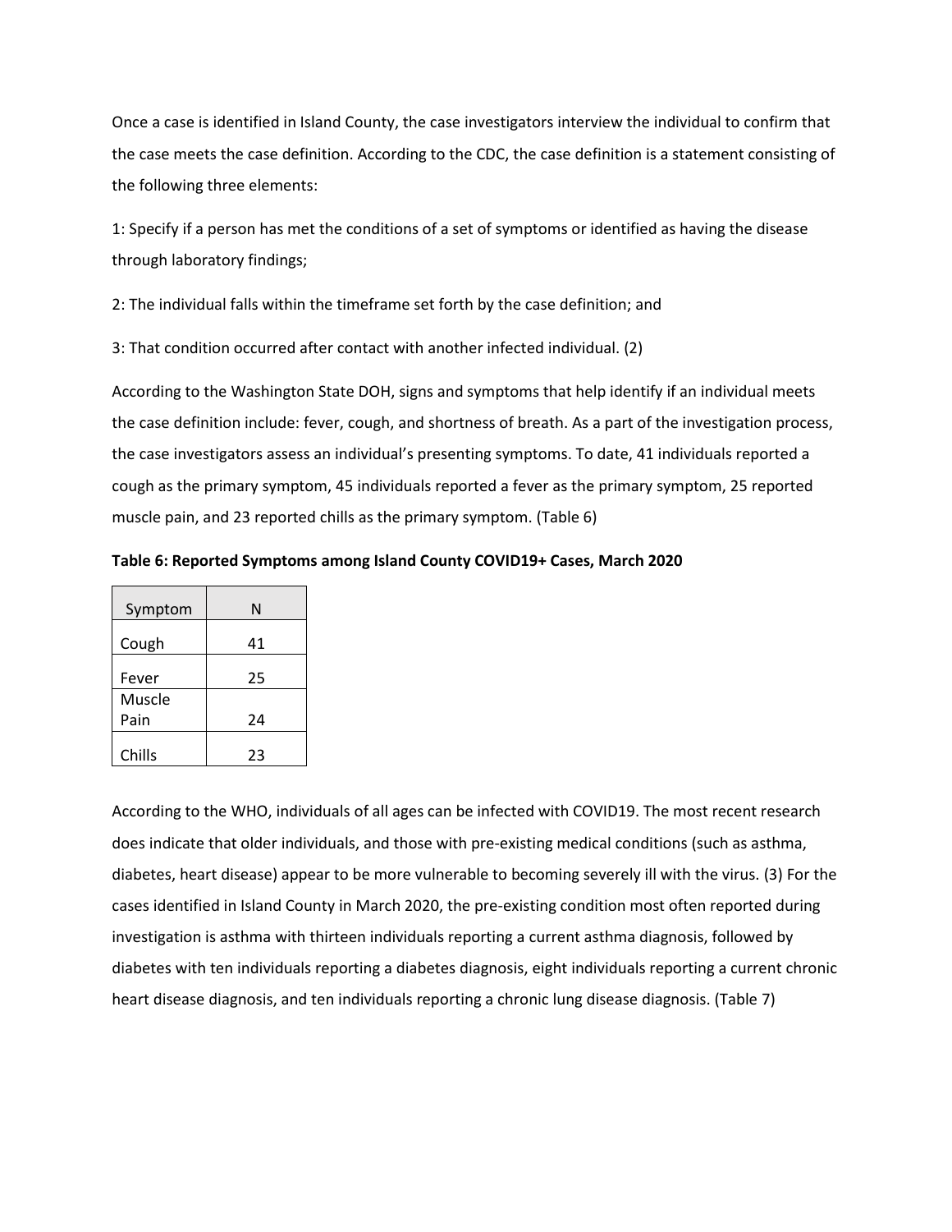Once a case is identified in Island County, the case investigators interview the individual to confirm that the case meets the case definition. According to the CDC, the case definition is a statement consisting of the following three elements:

1: Specify if a person has met the conditions of a set of symptoms or identified as having the disease through laboratory findings;

2: The individual falls within the timeframe set forth by the case definition; and

3: That condition occurred after contact with another infected individual. (2)

According to the Washington State DOH, signs and symptoms that help identify if an individual meets the case definition include: fever, cough, and shortness of breath. As a part of the investigation process, the case investigators assess an individual's presenting symptoms. To date, 41 individuals reported a cough as the primary symptom, 45 individuals reported a fever as the primary symptom, 25 reported muscle pain, and 23 reported chills as the primary symptom. (Table 6)

**Table 6: Reported Symptoms among Island County COVID19+ Cases, March 2020**

| Symptom | N |
|---|---|
| Cough | 41 |
| Fever | 25 |
| Muscle Pain | 24 |
| Chills | 23 |

According to the WHO, individuals of all ages can be infected with COVID19. The most recent research does indicate that older individuals, and those with pre-existing medical conditions (such as asthma, diabetes, heart disease) appear to be more vulnerable to becoming severely ill with the virus. (3) For the cases identified in Island County in March 2020, the pre-existing condition most often reported during investigation is asthma with thirteen individuals reporting a current asthma diagnosis, followed by diabetes with ten individuals reporting a diabetes diagnosis, eight individuals reporting a current chronic heart disease diagnosis, and ten individuals reporting a chronic lung disease diagnosis. (Table 7)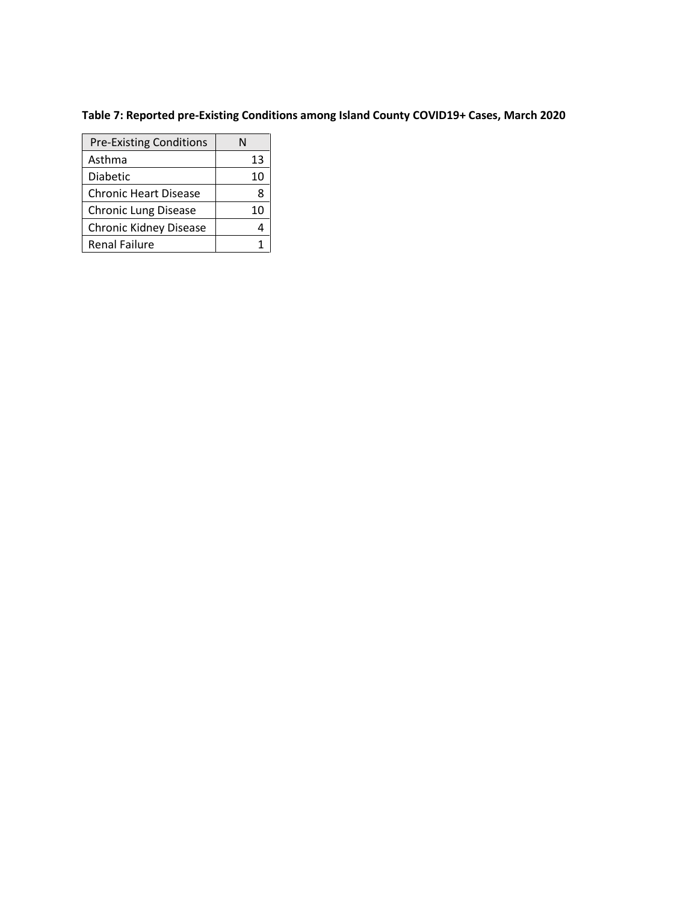**Table 7: Reported pre-Existing Conditions among Island County COVID19+ Cases, March 2020**

| Pre-Existing Conditions | N |
| --- | --- |
| Asthma | 13 |
| Diabetic | 10 |
| Chronic Heart Disease | 8 |
| Chronic Lung Disease | 10 |
| Chronic Kidney Disease | 4 |
| Renal Failure | 1 |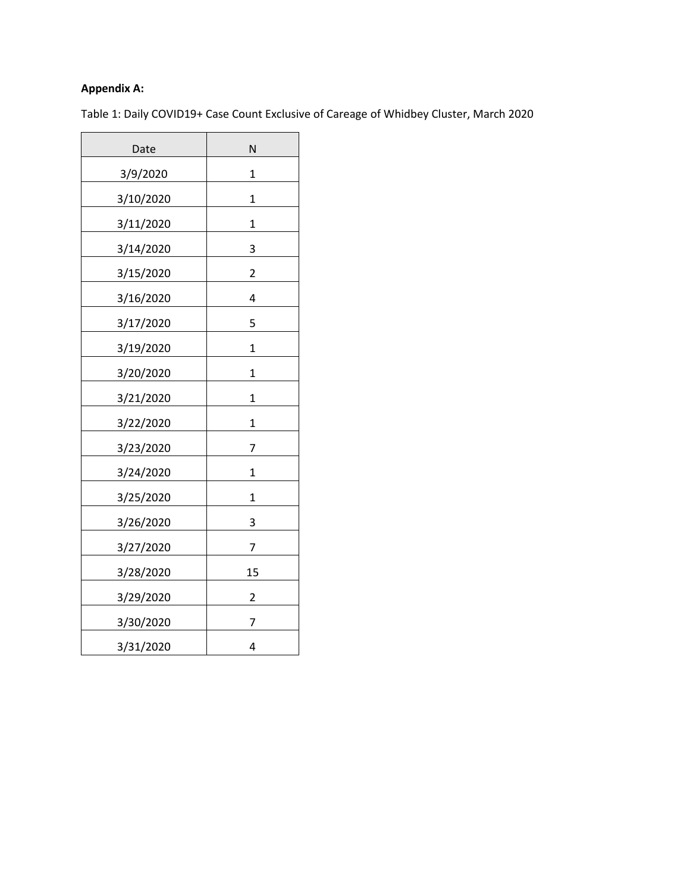**Appendix A:**

Table 1: Daily COVID19+ Case Count Exclusive of Careage of Whidbey Cluster, March 2020

| Date | N |
|---|---|
| 3/9/2020 | 1 |
| 3/10/2020 | 1 |
| 3/11/2020 | 1 |
| 3/14/2020 | 3 |
| 3/15/2020 | 2 |
| 3/16/2020 | 4 |
| 3/17/2020 | 5 |
| 3/19/2020 | 1 |
| 3/20/2020 | 1 |
| 3/21/2020 | 1 |
| 3/22/2020 | 1 |
| 3/23/2020 | 7 |
| 3/24/2020 | 1 |
| 3/25/2020 | 1 |
| 3/26/2020 | 3 |
| 3/27/2020 | 7 |
| 3/28/2020 | 15 |
| 3/29/2020 | 2 |
| 3/30/2020 | 7 |
| 3/31/2020 | 4 |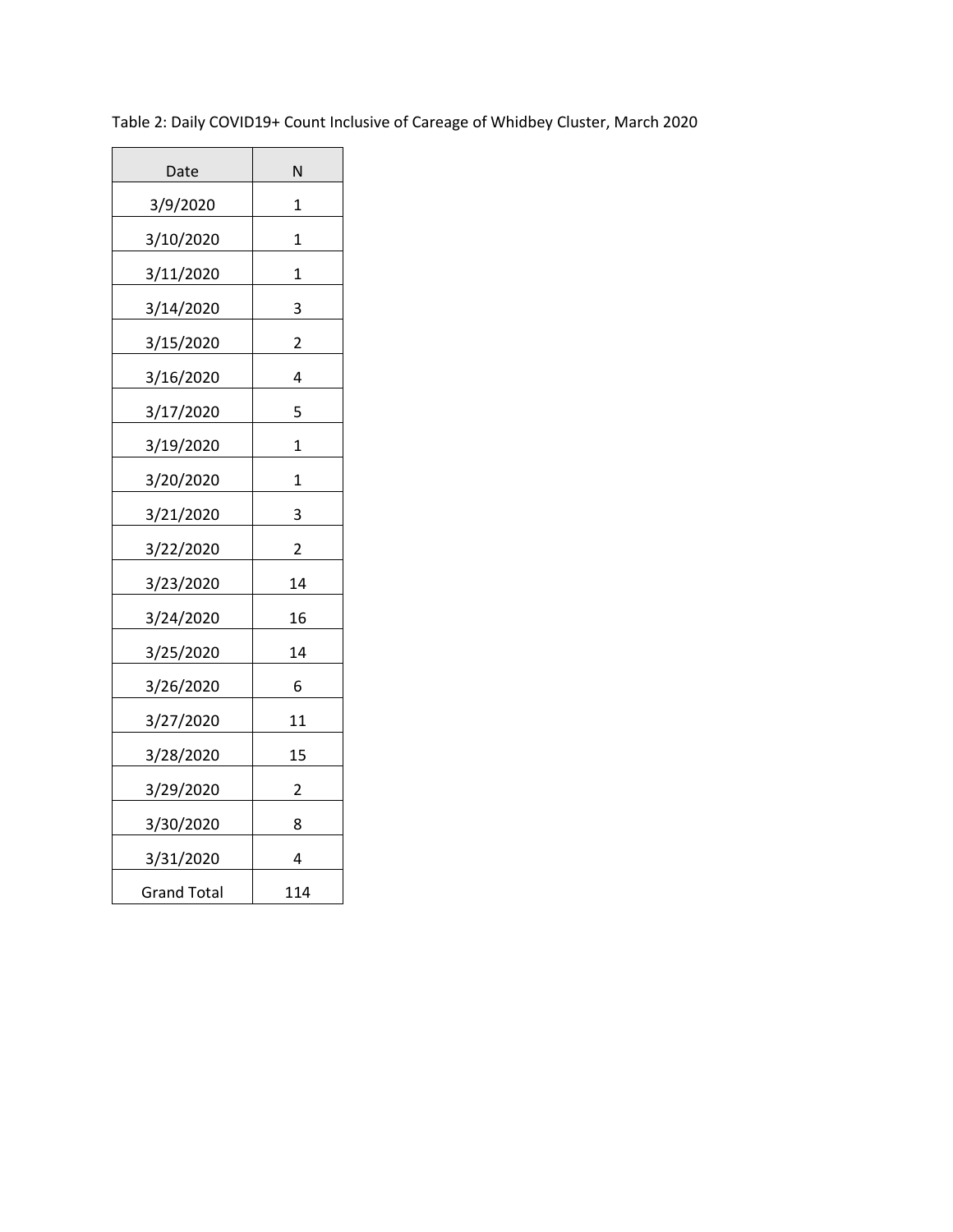Table 2: Daily COVID19+ Count Inclusive of Careage of Whidbey Cluster, March 2020

| Date | N |
| --- | --- |
| 3/9/2020 | 1 |
| 3/10/2020 | 1 |
| 3/11/2020 | 1 |
| 3/14/2020 | 3 |
| 3/15/2020 | 2 |
| 3/16/2020 | 4 |
| 3/17/2020 | 5 |
| 3/19/2020 | 1 |
| 3/20/2020 | 1 |
| 3/21/2020 | 3 |
| 3/22/2020 | 2 |
| 3/23/2020 | 14 |
| 3/24/2020 | 16 |
| 3/25/2020 | 14 |
| 3/26/2020 | 6 |
| 3/27/2020 | 11 |
| 3/28/2020 | 15 |
| 3/29/2020 | 2 |
| 3/30/2020 | 8 |
| 3/31/2020 | 4 |
| Grand Total | 114 |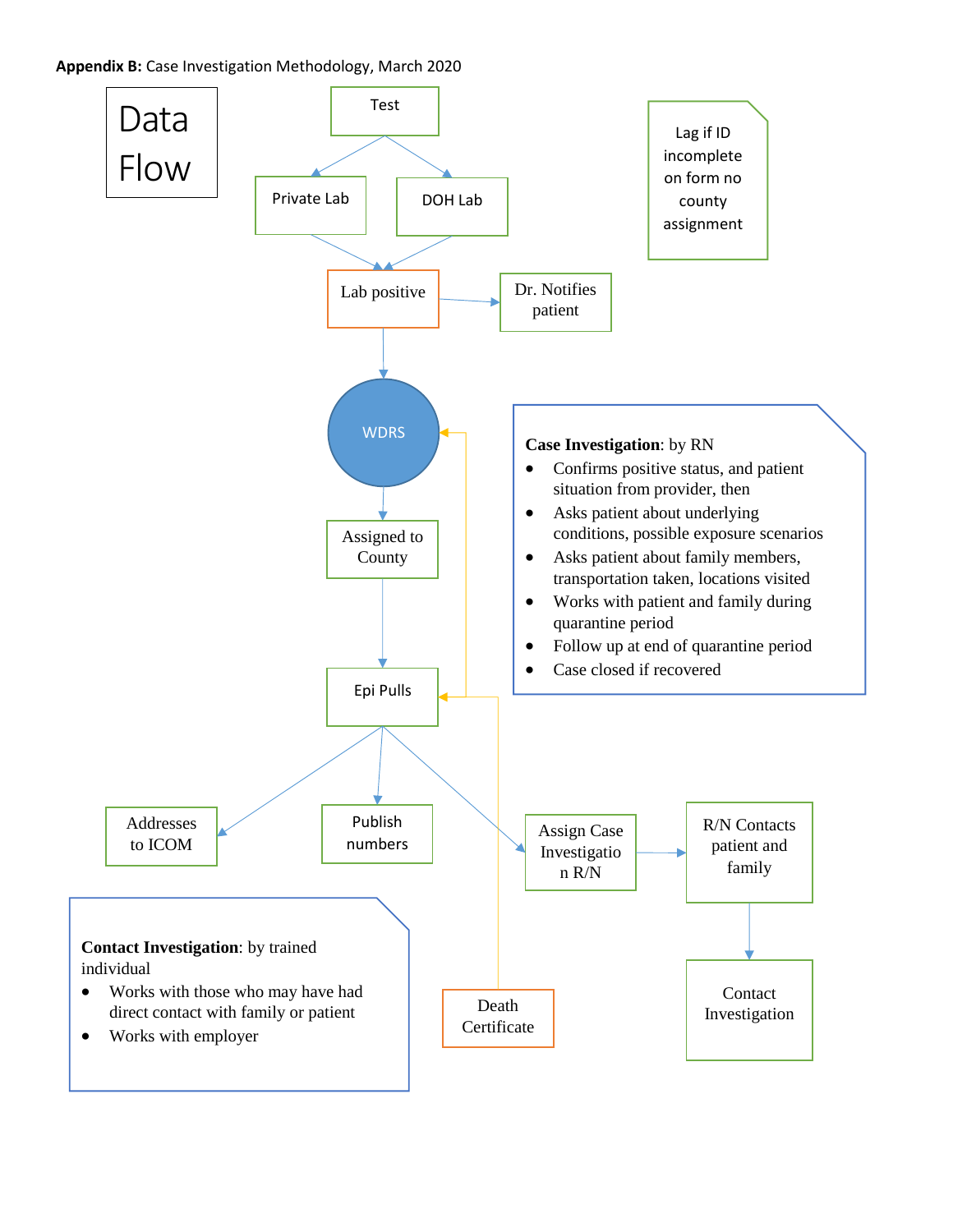**Appendix B:** Case Investigation Methodology, March 2020

# Data Flow

Test

Private Lab

DOH Lab

Lab positive

Dr. Notifies patient

Lag if ID incomplete on form no county assignment

WDRS

Assigned to County

Epi Pulls

Addresses to ICOM

Publish numbers

Assign Case Investigation R/N

R/N Contacts patient and family

Contact Investigation

Death Certificate

**Case Investigation**: by RN

- Confirms positive status, and patient situation from provider, then
- Asks patient about underlying conditions, possible exposure scenarios
- Asks patient about family members, transportation taken, locations visited
- Works with patient and family during quarantine period
- Follow up at end of quarantine period
- Case closed if recovered

**Contact Investigation**: by trained individual

- Works with those who may have had direct contact with family or patient
- Works with employer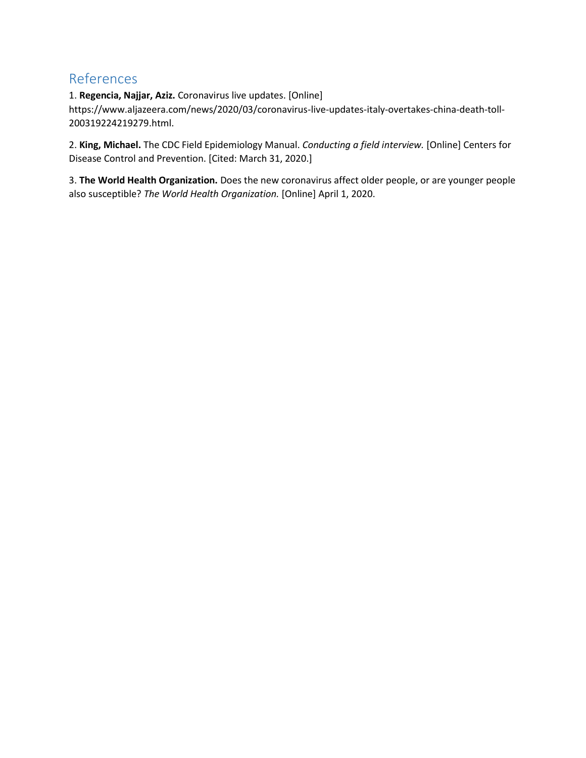## References

1. **Regencia, Najjar, Aziz.** Coronavirus live updates. [Online] https://www.aljazeera.com/news/2020/03/coronavirus-live-updates-italy-overtakes-china-death-toll-200319224219279.html.

2. **King, Michael.** The CDC Field Epidemiology Manual. *Conducting a field interview.* [Online] Centers for Disease Control and Prevention. [Cited: March 31, 2020.]

3. **The World Health Organization.** Does the new coronavirus affect older people, or are younger people also susceptible? *The World Health Organization.* [Online] April 1, 2020.